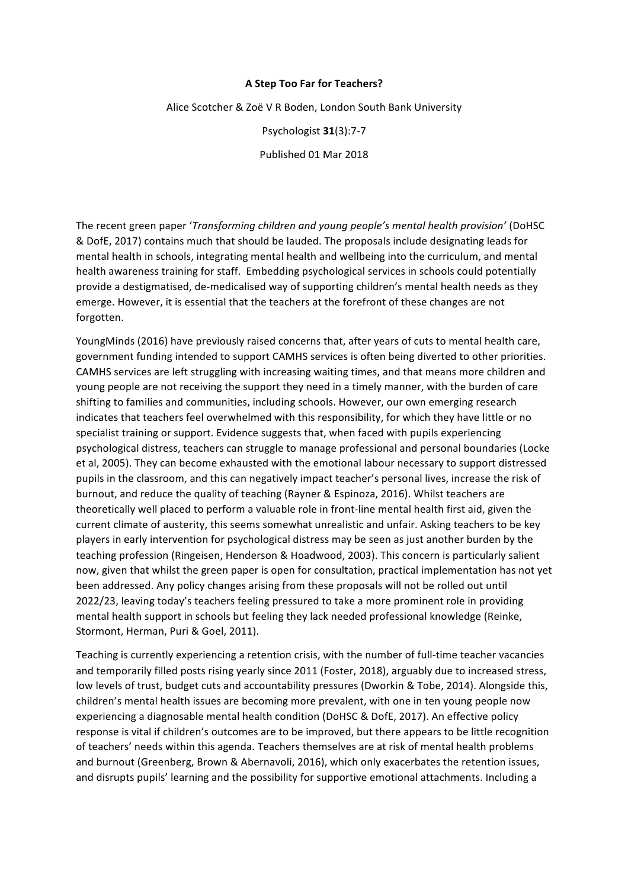# A Step Too Far for Teachers?

Alice Scotcher & Zoë V R Boden, London South Bank University

Psychologist **31**(3):7-7

Published 01 Mar 2018

The recent green paper '*Transforming children and young people's mental health provision*' (DoHSC & DofE, 2017) contains much that should be lauded. The proposals include designating leads for mental health in schools, integrating mental health and wellbeing into the curriculum, and mental health awareness training for staff. Embedding psychological services in schools could potentially provide a destigmatised, de-medicalised way of supporting children's mental health needs as they emerge. However, it is essential that the teachers at the forefront of these changes are not forgotten.

YoungMinds (2016) have previously raised concerns that, after years of cuts to mental health care, government funding intended to support CAMHS services is often being diverted to other priorities. CAMHS services are left struggling with increasing waiting times, and that means more children and young people are not receiving the support they need in a timely manner, with the burden of care shifting to families and communities, including schools. However, our own emerging research indicates that teachers feel overwhelmed with this responsibility, for which they have little or no specialist training or support. Evidence suggests that, when faced with pupils experiencing psychological distress, teachers can struggle to manage professional and personal boundaries (Locke et al, 2005). They can become exhausted with the emotional labour necessary to support distressed pupils in the classroom, and this can negatively impact teacher's personal lives, increase the risk of burnout, and reduce the quality of teaching (Rayner & Espinoza, 2016). Whilst teachers are theoretically well placed to perform a valuable role in front-line mental health first aid, given the current climate of austerity, this seems somewhat unrealistic and unfair. Asking teachers to be key players in early intervention for psychological distress may be seen as just another burden by the teaching profession (Ringeisen, Henderson & Hoadwood, 2003). This concern is particularly salient now, given that whilst the green paper is open for consultation, practical implementation has not yet been addressed. Any policy changes arising from these proposals will not be rolled out until 2022/23, leaving today's teachers feeling pressured to take a more prominent role in providing mental health support in schools but feeling they lack needed professional knowledge (Reinke, Stormont, Herman, Puri & Goel, 2011).

Teaching is currently experiencing a retention crisis, with the number of full-time teacher vacancies and temporarily filled posts rising yearly since 2011 (Foster, 2018), arguably due to increased stress, low levels of trust, budget cuts and accountability pressures (Dworkin & Tobe, 2014). Alongside this, children's mental health issues are becoming more prevalent, with one in ten young people now experiencing a diagnosable mental health condition (DoHSC & DofE, 2017). An effective policy response is vital if children's outcomes are to be improved, but there appears to be little recognition of teachers' needs within this agenda. Teachers themselves are at risk of mental health problems and burnout (Greenberg, Brown & Abernavoli, 2016), which only exacerbates the retention issues, and disrupts pupils' learning and the possibility for supportive emotional attachments. Including a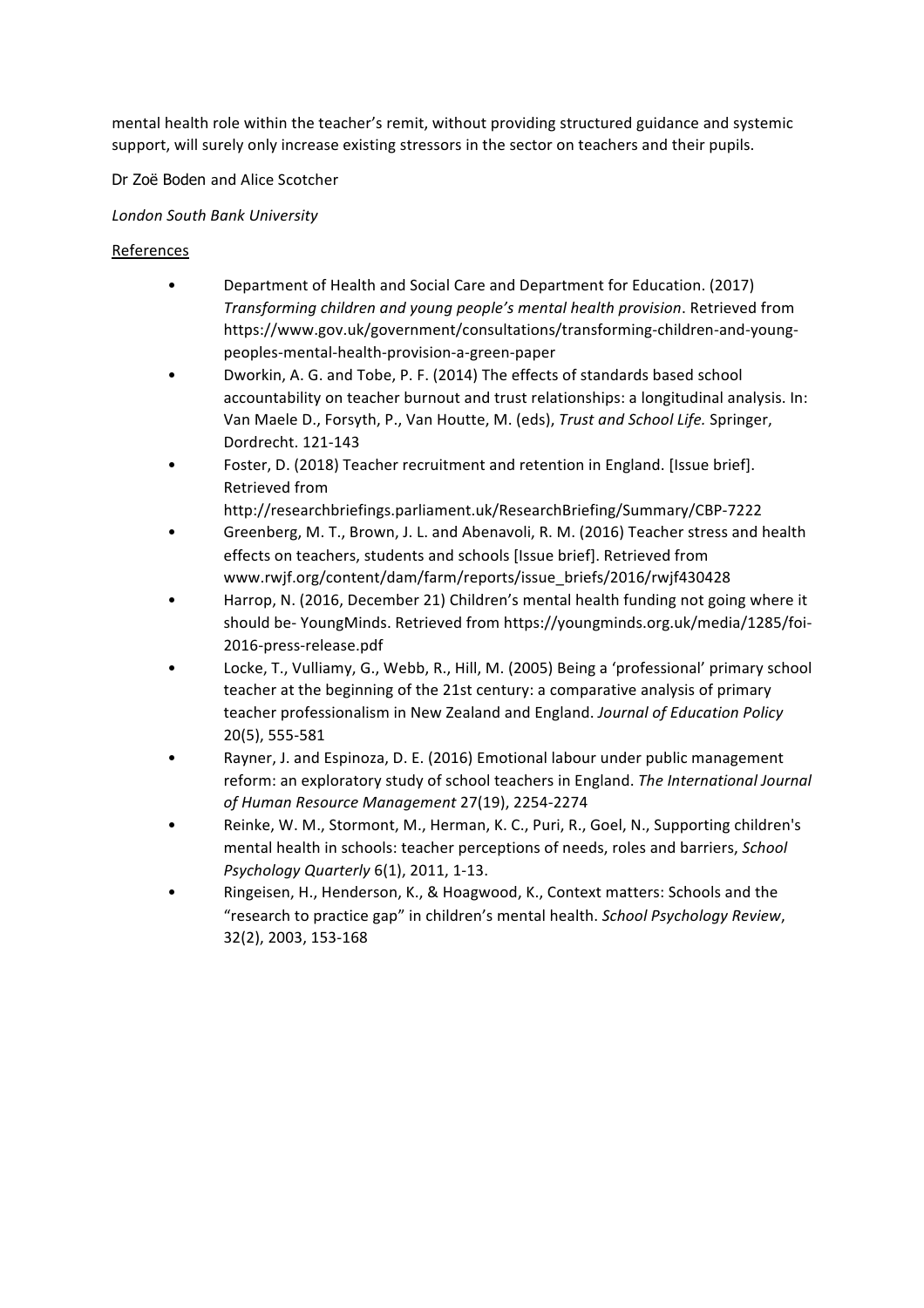mental health role within the teacher's remit, without providing structured guidance and systemic support, will surely only increase existing stressors in the sector on teachers and their pupils.

Dr Zoë Boden and Alice Scotcher

*London South Bank University*

References

- Department of Health and Social Care and Department for Education. (2017) *Transforming children and young people's mental health provision*. Retrieved from https://www.gov.uk/government/consultations/transforming-children-and-young-peoples-mental-health-provision-a-green-paper
- Dworkin, A. G. and Tobe, P. F. (2014) The effects of standards based school accountability on teacher burnout and trust relationships: a longitudinal analysis. In: Van Maele D., Forsyth, P., Van Houtte, M. (eds), *Trust and School Life.* Springer, Dordrecht. 121-143
- Foster, D. (2018) Teacher recruitment and retention in England. [Issue brief]. Retrieved from http://researchbriefings.parliament.uk/ResearchBriefing/Summary/CBP-7222
- Greenberg, M. T., Brown, J. L. and Abenavoli, R. M. (2016) Teacher stress and health effects on teachers, students and schools [Issue brief]. Retrieved from www.rwjf.org/content/dam/farm/reports/issue_briefs/2016/rwjf430428
- Harrop, N. (2016, December 21) Children's mental health funding not going where it should be- YoungMinds. Retrieved from https://youngminds.org.uk/media/1285/foi-2016-press-release.pdf
- Locke, T., Vulliamy, G., Webb, R., Hill, M. (2005) Being a 'professional' primary school teacher at the beginning of the 21st century: a comparative analysis of primary teacher professionalism in New Zealand and England. *Journal of Education Policy* 20(5), 555-581
- Rayner, J. and Espinoza, D. E. (2016) Emotional labour under public management reform: an exploratory study of school teachers in England. *The International Journal of Human Resource Management* 27(19), 2254-2274
- Reinke, W. M., Stormont, M., Herman, K. C., Puri, R., Goel, N., Supporting children's mental health in schools: teacher perceptions of needs, roles and barriers, *School Psychology Quarterly* 6(1), 2011, 1-13.
- Ringeisen, H., Henderson, K., & Hoagwood, K., Context matters: Schools and the "research to practice gap" in children's mental health. *School Psychology Review*, 32(2), 2003, 153-168